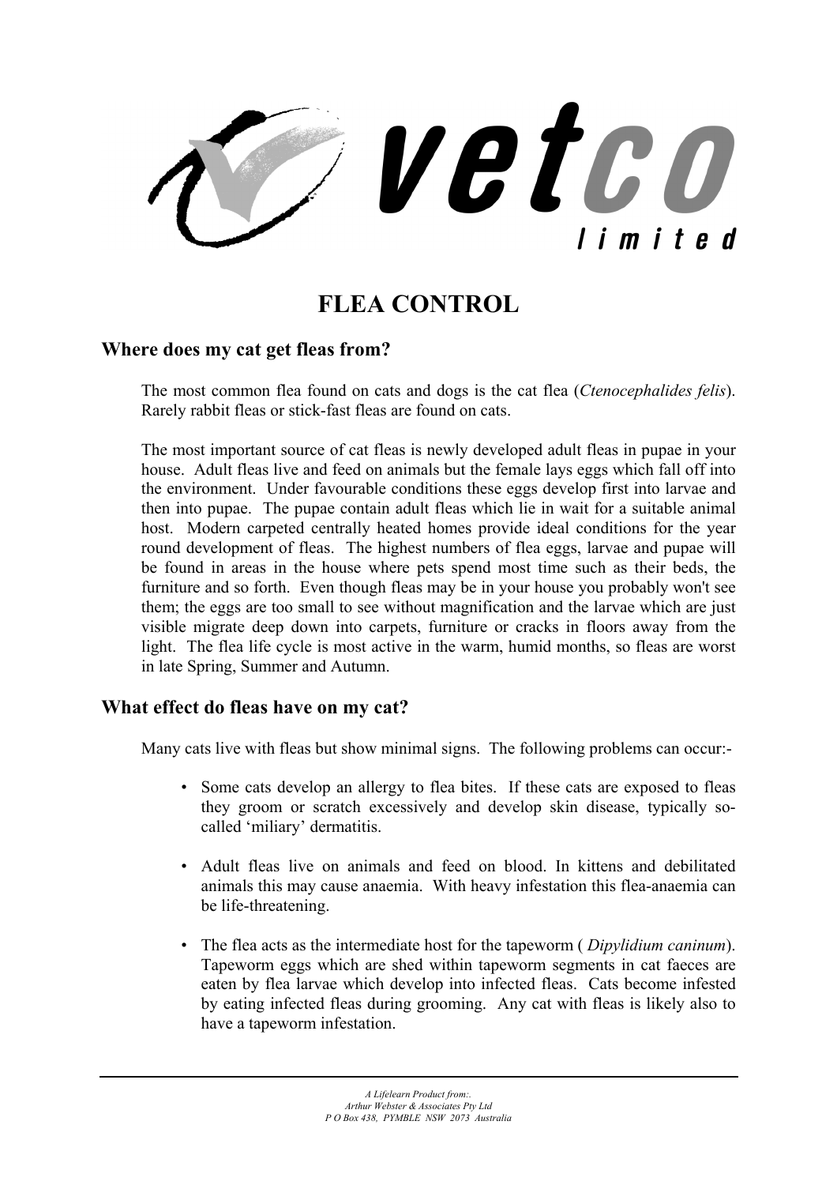# FLEA CONTROL

## Where does my cat get fleas from?

The most common flea found on cats and dogs is the cat flea (*Ctenocephalides felis*). Rarely rabbit fleas or stick-fast fleas are found on cats.

The most important source of cat fleas is newly developed adult fleas in pupae in your house. Adult fleas live and feed on animals but the female lays eggs which fall off into the environment. Under favourable conditions these eggs develop first into larvae and then into pupae. The pupae contain adult fleas which lie in wait for a suitable animal host. Modern carpeted centrally heated homes provide ideal conditions for the year round development of fleas. The highest numbers of flea eggs, larvae and pupae will be found in areas in the house where pets spend most time such as their beds, the furniture and so forth. Even though fleas may be in your house you probably won't see them; the eggs are too small to see without magnification and the larvae which are just visible migrate deep down into carpets, furniture or cracks in floors away from the light. The flea life cycle is most active in the warm, humid months, so fleas are worst in late Spring, Summer and Autumn.

## What effect do fleas have on my cat?

Many cats live with fleas but show minimal signs. The following problems can occur:-

- Some cats develop an allergy to flea bites. If these cats are exposed to fleas they groom or scratch excessively and develop skin disease, typically so-called 'miliary' dermatitis.
- Adult fleas live on animals and feed on blood. In kittens and debilitated animals this may cause anaemia. With heavy infestation this flea-anaemia can be life-threatening.
- The flea acts as the intermediate host for the tapeworm ( *Dipylidium caninum*). Tapeworm eggs which are shed within tapeworm segments in cat faeces are eaten by flea larvae which develop into infected fleas. Cats become infested by eating infected fleas during grooming. Any cat with fleas is likely also to have a tapeworm infestation.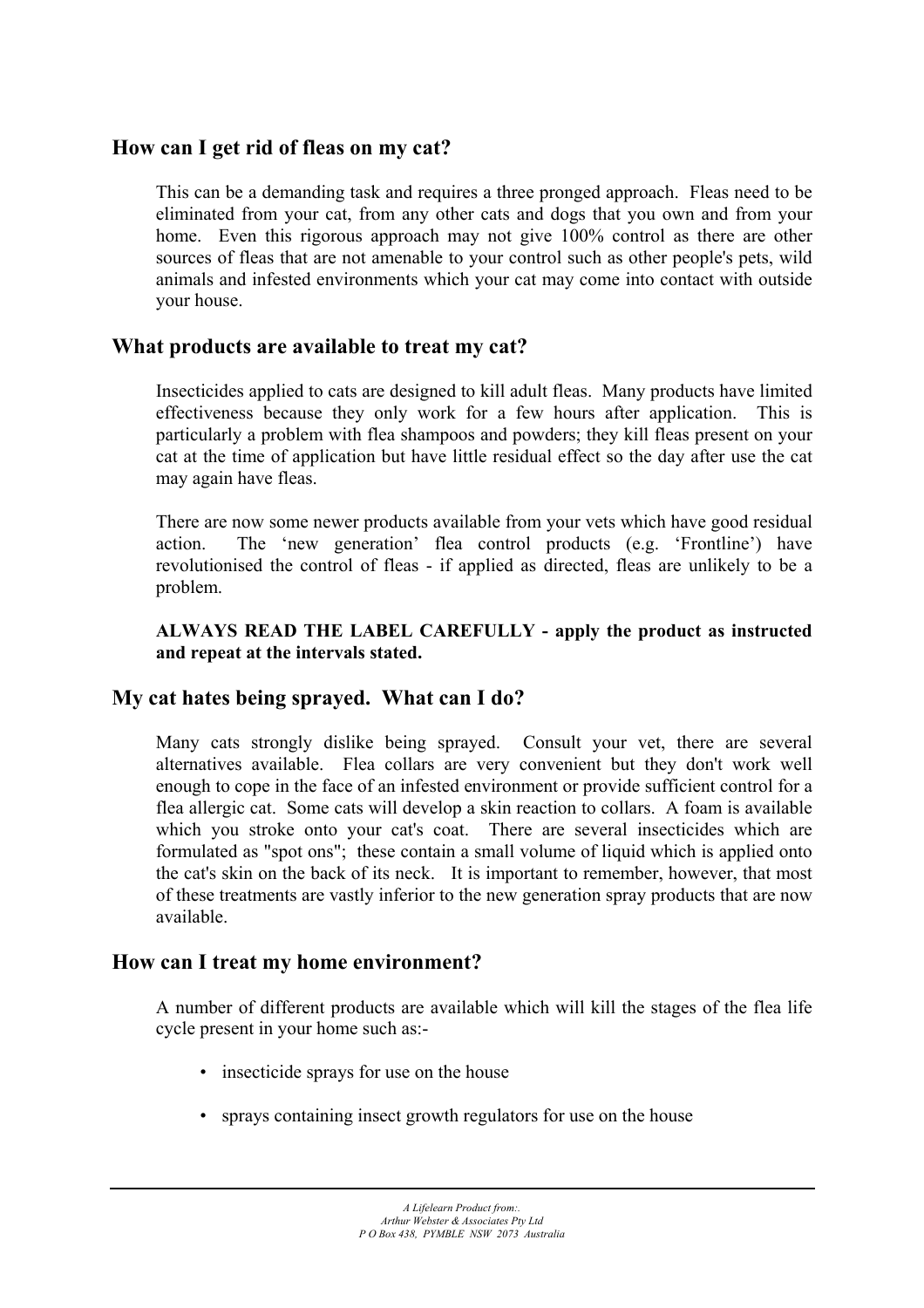## How can I get rid of fleas on my cat?

This can be a demanding task and requires a three pronged approach. Fleas need to be eliminated from your cat, from any other cats and dogs that you own and from your home. Even this rigorous approach may not give 100% control as there are other sources of fleas that are not amenable to your control such as other people's pets, wild animals and infested environments which your cat may come into contact with outside your house.

## What products are available to treat my cat?

Insecticides applied to cats are designed to kill adult fleas. Many products have limited effectiveness because they only work for a few hours after application. This is particularly a problem with flea shampoos and powders; they kill fleas present on your cat at the time of application but have little residual effect so the day after use the cat may again have fleas.

There are now some newer products available from your vets which have good residual action. The 'new generation' flea control products (e.g. 'Frontline') have revolutionised the control of fleas - if applied as directed, fleas are unlikely to be a problem.

**ALWAYS READ THE LABEL CAREFULLY - apply the product as instructed and repeat at the intervals stated.**

## My cat hates being sprayed. What can I do?

Many cats strongly dislike being sprayed. Consult your vet, there are several alternatives available. Flea collars are very convenient but they don't work well enough to cope in the face of an infested environment or provide sufficient control for a flea allergic cat. Some cats will develop a skin reaction to collars. A foam is available which you stroke onto your cat's coat. There are several insecticides which are formulated as "spot ons"; these contain a small volume of liquid which is applied onto the cat's skin on the back of its neck. It is important to remember, however, that most of these treatments are vastly inferior to the new generation spray products that are now available.

## How can I treat my home environment?

A number of different products are available which will kill the stages of the flea life cycle present in your home such as:-

- insecticide sprays for use on the house
- sprays containing insect growth regulators for use on the house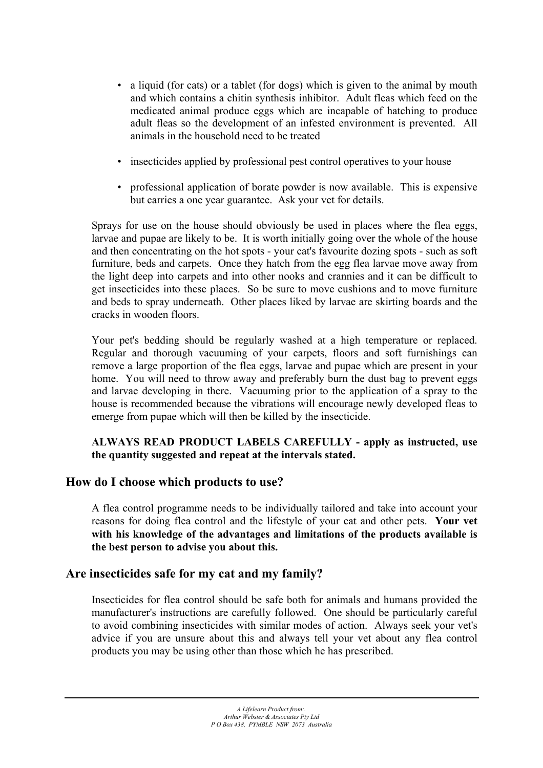- a liquid (for cats) or a tablet (for dogs) which is given to the animal by mouth and which contains a chitin synthesis inhibitor. Adult fleas which feed on the medicated animal produce eggs which are incapable of hatching to produce adult fleas so the development of an infested environment is prevented. All animals in the household need to be treated

- insecticides applied by professional pest control operatives to your house

- professional application of borate powder is now available. This is expensive but carries a one year guarantee. Ask your vet for details.

Sprays for use on the house should obviously be used in places where the flea eggs, larvae and pupae are likely to be. It is worth initially going over the whole of the house and then concentrating on the hot spots - your cat's favourite dozing spots - such as soft furniture, beds and carpets. Once they hatch from the egg flea larvae move away from the light deep into carpets and into other nooks and crannies and it can be difficult to get insecticides into these places. So be sure to move cushions and to move furniture and beds to spray underneath. Other places liked by larvae are skirting boards and the cracks in wooden floors.

Your pet's bedding should be regularly washed at a high temperature or replaced. Regular and thorough vacuuming of your carpets, floors and soft furnishings can remove a large proportion of the flea eggs, larvae and pupae which are present in your home. You will need to throw away and preferably burn the dust bag to prevent eggs and larvae developing in there. Vacuuming prior to the application of a spray to the house is recommended because the vibrations will encourage newly developed fleas to emerge from pupae which will then be killed by the insecticide.

**ALWAYS READ PRODUCT LABELS CAREFULLY - apply as instructed, use the quantity suggested and repeat at the intervals stated.**

## How do I choose which products to use?

A flea control programme needs to be individually tailored and take into account your reasons for doing flea control and the lifestyle of your cat and other pets. **Your vet with his knowledge of the advantages and limitations of the products available is the best person to advise you about this.**

## Are insecticides safe for my cat and my family?

Insecticides for flea control should be safe both for animals and humans provided the manufacturer's instructions are carefully followed. One should be particularly careful to avoid combining insecticides with similar modes of action. Always seek your vet's advice if you are unsure about this and always tell your vet about any flea control products you may be using other than those which he has prescribed.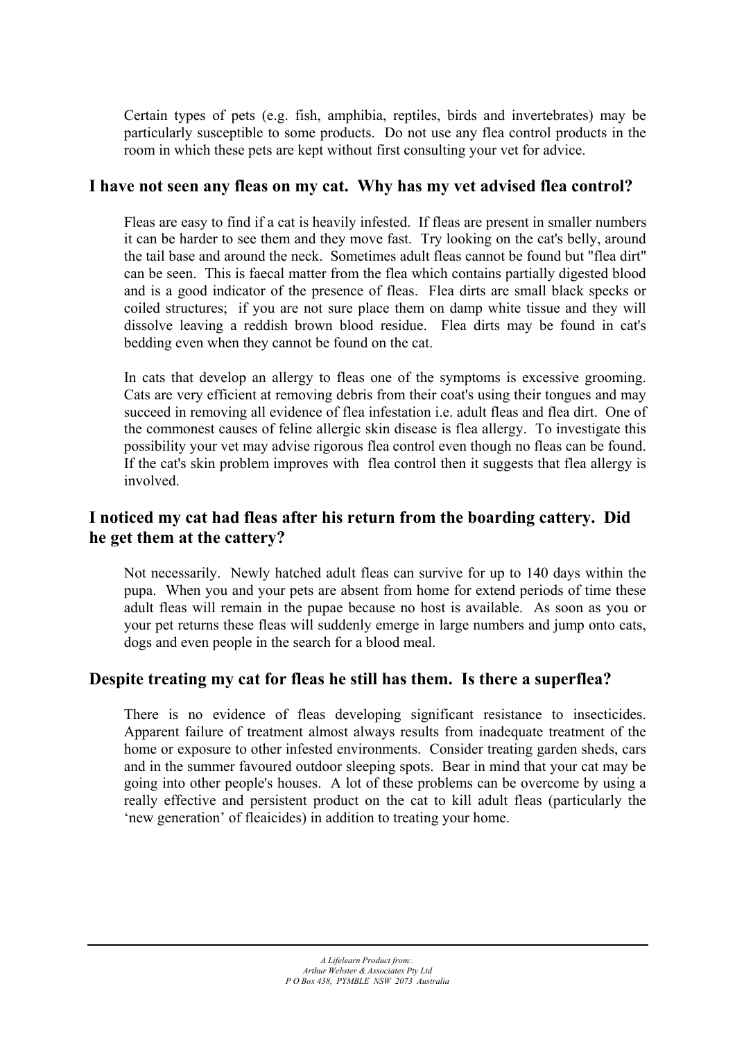Certain types of pets (e.g. fish, amphibia, reptiles, birds and invertebrates) may be particularly susceptible to some products. Do not use any flea control products in the room in which these pets are kept without first consulting your vet for advice.

## I have not seen any fleas on my cat. Why has my vet advised flea control?

Fleas are easy to find if a cat is heavily infested. If fleas are present in smaller numbers it can be harder to see them and they move fast. Try looking on the cat's belly, around the tail base and around the neck. Sometimes adult fleas cannot be found but "flea dirt" can be seen. This is faecal matter from the flea which contains partially digested blood and is a good indicator of the presence of fleas. Flea dirts are small black specks or coiled structures; if you are not sure place them on damp white tissue and they will dissolve leaving a reddish brown blood residue. Flea dirts may be found in cat's bedding even when they cannot be found on the cat.

In cats that develop an allergy to fleas one of the symptoms is excessive grooming. Cats are very efficient at removing debris from their coat's using their tongues and may succeed in removing all evidence of flea infestation i.e. adult fleas and flea dirt. One of the commonest causes of feline allergic skin disease is flea allergy. To investigate this possibility your vet may advise rigorous flea control even though no fleas can be found. If the cat's skin problem improves with flea control then it suggests that flea allergy is involved.

## I noticed my cat had fleas after his return from the boarding cattery. Did he get them at the cattery?

Not necessarily. Newly hatched adult fleas can survive for up to 140 days within the pupa. When you and your pets are absent from home for extend periods of time these adult fleas will remain in the pupae because no host is available. As soon as you or your pet returns these fleas will suddenly emerge in large numbers and jump onto cats, dogs and even people in the search for a blood meal.

## Despite treating my cat for fleas he still has them. Is there a superflea?

There is no evidence of fleas developing significant resistance to insecticides. Apparent failure of treatment almost always results from inadequate treatment of the home or exposure to other infested environments. Consider treating garden sheds, cars and in the summer favoured outdoor sleeping spots. Bear in mind that your cat may be going into other people's houses. A lot of these problems can be overcome by using a really effective and persistent product on the cat to kill adult fleas (particularly the 'new generation' of fleaicides) in addition to treating your home.